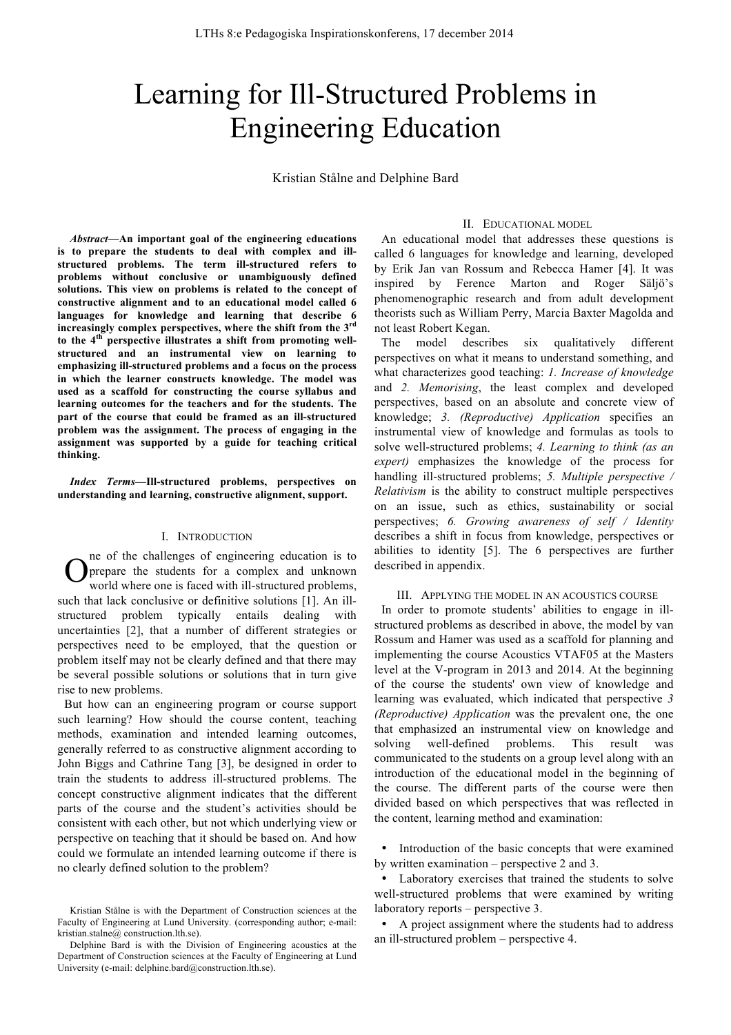# Learning for Ill-Structured Problems in Engineering Education

Kristian Stålne and Delphine Bard

***Abstract*—An important goal of the engineering educations is to prepare the students to deal with complex and ill-structured problems. The term ill-structured refers to problems without conclusive or unambiguously defined solutions. This view on problems is related to the concept of constructive alignment and to an educational model called 6 languages for knowledge and learning that describe 6 increasingly complex perspectives, where the shift from the 3rd to the 4th perspective illustrates a shift from promoting well-structured and an instrumental view on learning to emphasizing ill-structured problems and a focus on the process in which the learner constructs knowledge. The model was used as a scaffold for constructing the course syllabus and learning outcomes for the teachers and for the students. The part of the course that could be framed as an ill-structured problem was the assignment. The process of engaging in the assignment was supported by a guide for teaching critical thinking.**

***Index Terms*—Ill-structured problems, perspectives on understanding and learning, constructive alignment, support.**

## I. Introduction

One of the challenges of engineering education is to prepare the students for a complex and unknown world where one is faced with ill-structured problems, such that lack conclusive or definitive solutions [1]. An ill-structured problem typically entails dealing with uncertainties [2], that a number of different strategies or perspectives need to be employed, that the question or problem itself may not be clearly defined and that there may be several possible solutions or solutions that in turn give rise to new problems.

But how can an engineering program or course support such learning? How should the course content, teaching methods, examination and intended learning outcomes, generally referred to as constructive alignment according to John Biggs and Cathrine Tang [3], be designed in order to train the students to address ill-structured problems. The concept constructive alignment indicates that the different parts of the course and the student's activities should be consistent with each other, but not which underlying view or perspective on teaching that it should be based on. And how could we formulate an intended learning outcome if there is no clearly defined solution to the problem?

Kristian Stålne is with the Department of Construction sciences at the Faculty of Engineering at Lund University. (corresponding author; e-mail: kristian.stalne@ construction.lth.se).

Delphine Bard is with the Division of Engineering acoustics at the Department of Construction sciences at the Faculty of Engineering at Lund University (e-mail: delphine.bard@construction.lth.se).

## II. Educational model

An educational model that addresses these questions is called 6 languages for knowledge and learning, developed by Erik Jan van Rossum and Rebecca Hamer [4]. It was inspired by Ference Marton and Roger Säljö's phenomenographic research and from adult development theorists such as William Perry, Marcia Baxter Magolda and not least Robert Kegan.

The model describes six qualitatively different perspectives on what it means to understand something, and what characterizes good teaching: *1. Increase of knowledge* and *2. Memorising*, the least complex and developed perspectives, based on an absolute and concrete view of knowledge; *3. (Reproductive) Application* specifies an instrumental view of knowledge and formulas as tools to solve well-structured problems; *4. Learning to think (as an expert)* emphasizes the knowledge of the process for handling ill-structured problems; *5. Multiple perspective / Relativism* is the ability to construct multiple perspectives on an issue, such as ethics, sustainability or social perspectives; *6. Growing awareness of self / Identity* describes a shift in focus from knowledge, perspectives or abilities to identity [5]. The 6 perspectives are further described in appendix.

## III. Applying the model in an acoustics course

In order to promote students' abilities to engage in ill-structured problems as described in above, the model by van Rossum and Hamer was used as a scaffold for planning and implementing the course Acoustics VTAF05 at the Masters level at the V-program in 2013 and 2014. At the beginning of the course the students' own view of knowledge and learning was evaluated, which indicated that perspective *3 (Reproductive) Application* was the prevalent one, the one that emphasized an instrumental view on knowledge and solving well-defined problems. This result was communicated to the students on a group level along with an introduction of the educational model in the beginning of the course. The different parts of the course were then divided based on which perspectives that was reflected in the content, learning method and examination:

- Introduction of the basic concepts that were examined by written examination – perspective 2 and 3.
- Laboratory exercises that trained the students to solve well-structured problems that were examined by writing laboratory reports – perspective 3.
- A project assignment where the students had to address an ill-structured problem – perspective 4.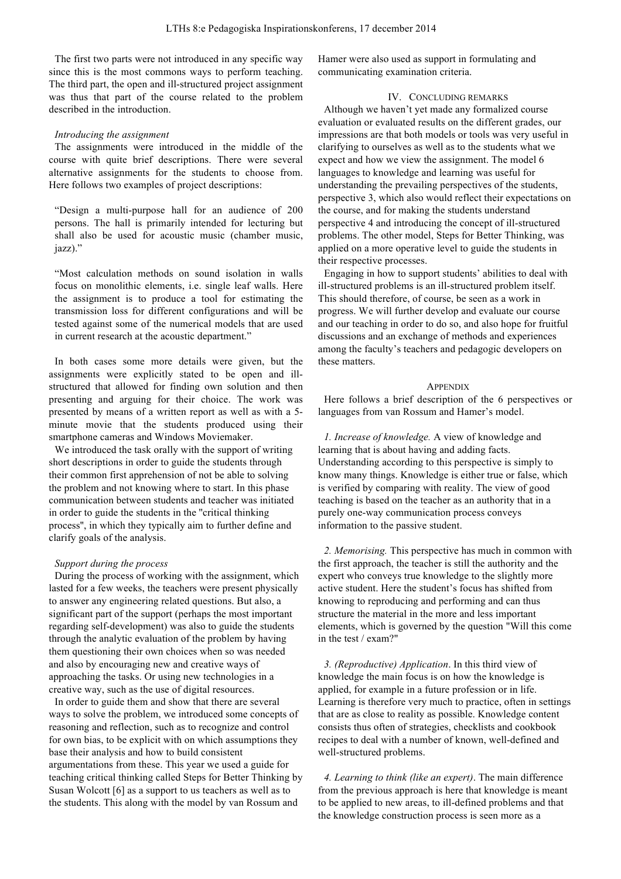The first two parts were not introduced in any specific way since this is the most commons ways to perform teaching. The third part, the open and ill-structured project assignment was thus that part of the course related to the problem described in the introduction.

### *Introducing the assignment*

The assignments were introduced in the middle of the course with quite brief descriptions. There were several alternative assignments for the students to choose from. Here follows two examples of project descriptions:

"Design a multi-purpose hall for an audience of 200 persons. The hall is primarily intended for lecturing but shall also be used for acoustic music (chamber music, jazz)."

"Most calculation methods on sound isolation in walls focus on monolithic elements, i.e. single leaf walls. Here the assignment is to produce a tool for estimating the transmission loss for different configurations and will be tested against some of the numerical models that are used in current research at the acoustic department."

In both cases some more details were given, but the assignments were explicitly stated to be open and ill-structured that allowed for finding own solution and then presenting and arguing for their choice. The work was presented by means of a written report as well as with a 5-minute movie that the students produced using their smartphone cameras and Windows Moviemaker.

We introduced the task orally with the support of writing short descriptions in order to guide the students through their common first apprehension of not be able to solving the problem and not knowing where to start. In this phase communication between students and teacher was initiated in order to guide the students in the "critical thinking process", in which they typically aim to further define and clarify goals of the analysis.

### *Support during the process*

During the process of working with the assignment, which lasted for a few weeks, the teachers were present physically to answer any engineering related questions. But also, a significant part of the support (perhaps the most important regarding self-development) was also to guide the students through the analytic evaluation of the problem by having them questioning their own choices when so was needed and also by encouraging new and creative ways of approaching the tasks. Or using new technologies in a creative way, such as the use of digital resources.

In order to guide them and show that there are several ways to solve the problem, we introduced some concepts of reasoning and reflection, such as to recognize and control for own bias, to be explicit with on which assumptions they base their analysis and how to build consistent argumentations from these. This year we used a guide for teaching critical thinking called Steps for Better Thinking by Susan Wolcott [6] as a support to us teachers as well as to the students. This along with the model by van Rossum and Hamer were also used as support in formulating and communicating examination criteria.

## IV. Concluding remarks

Although we haven't yet made any formalized course evaluation or evaluated results on the different grades, our impressions are that both models or tools was very useful in clarifying to ourselves as well as to the students what we expect and how we view the assignment. The model 6 languages to knowledge and learning was useful for understanding the prevailing perspectives of the students, perspective 3, which also would reflect their expectations on the course, and for making the students understand perspective 4 and introducing the concept of ill-structured problems. The other model, Steps for Better Thinking, was applied on a more operative level to guide the students in their respective processes.

Engaging in how to support students' abilities to deal with ill-structured problems is an ill-structured problem itself. This should therefore, of course, be seen as a work in progress. We will further develop and evaluate our course and our teaching in order to do so, and also hope for fruitful discussions and an exchange of methods and experiences among the faculty's teachers and pedagogic developers on these matters.

## Appendix

Here follows a brief description of the 6 perspectives or languages from van Rossum and Hamer's model.

*1. Increase of knowledge.* A view of knowledge and learning that is about having and adding facts. Understanding according to this perspective is simply to know many things. Knowledge is either true or false, which is verified by comparing with reality. The view of good teaching is based on the teacher as an authority that in a purely one-way communication process conveys information to the passive student.

*2. Memorising.* This perspective has much in common with the first approach, the teacher is still the authority and the expert who conveys true knowledge to the slightly more active student. Here the student's focus has shifted from knowing to reproducing and performing and can thus structure the material in the more and less important elements, which is governed by the question "Will this come in the test / exam?"

*3. (Reproductive) Application*. In this third view of knowledge the main focus is on how the knowledge is applied, for example in a future profession or in life. Learning is therefore very much to practice, often in settings that are as close to reality as possible. Knowledge content consists thus often of strategies, checklists and cookbook recipes to deal with a number of known, well-defined and well-structured problems.

*4. Learning to think (like an expert)*. The main difference from the previous approach is here that knowledge is meant to be applied to new areas, to ill-defined problems and that the knowledge construction process is seen more as a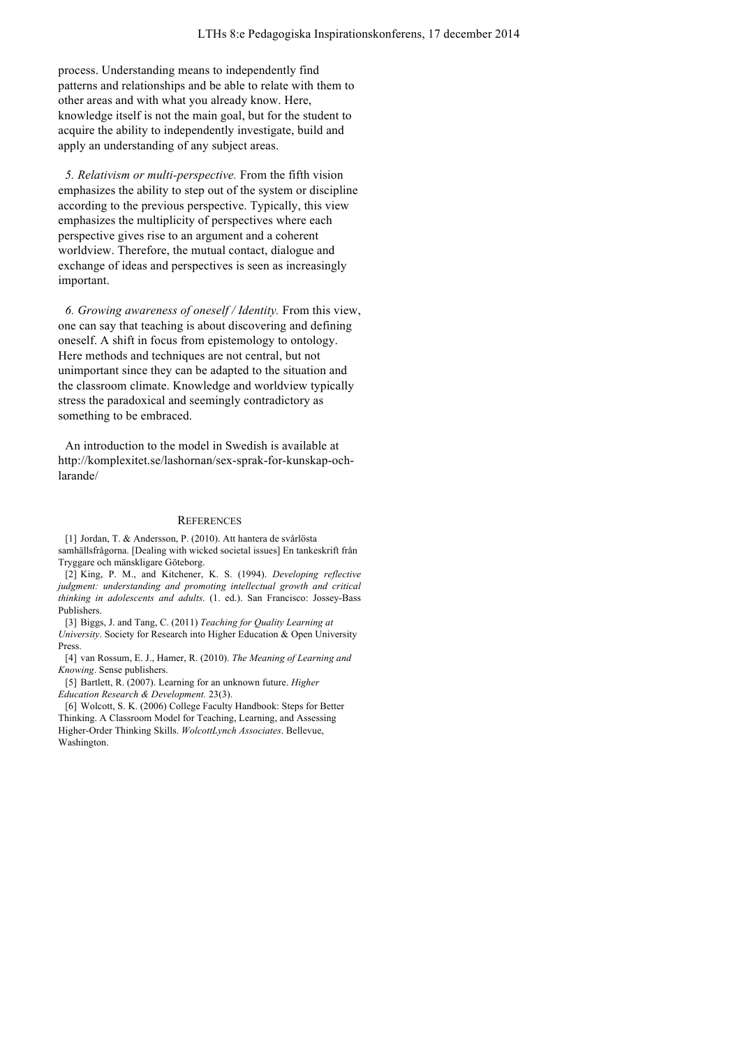process. Understanding means to independently find patterns and relationships and be able to relate with them to other areas and with what you already know. Here, knowledge itself is not the main goal, but for the student to acquire the ability to independently investigate, build and apply an understanding of any subject areas.

*5. Relativism or multi-perspective.* From the fifth vision emphasizes the ability to step out of the system or discipline according to the previous perspective. Typically, this view emphasizes the multiplicity of perspectives where each perspective gives rise to an argument and a coherent worldview. Therefore, the mutual contact, dialogue and exchange of ideas and perspectives is seen as increasingly important.

*6. Growing awareness of oneself / Identity.* From this view, one can say that teaching is about discovering and defining oneself. A shift in focus from epistemology to ontology. Here methods and techniques are not central, but not unimportant since they can be adapted to the situation and the classroom climate. Knowledge and worldview typically stress the paradoxical and seemingly contradictory as something to be embraced.

An introduction to the model in Swedish is available at http://komplexitet.se/lashornan/sex-sprak-for-kunskap-och-larande/

## References

[1] Jordan, T. & Andersson, P. (2010). Att hantera de svårlösta samhällsfrågorna. [Dealing with wicked societal issues] En tankeskrift från Tryggare och mänskligare Göteborg.

[2] King, P. M., and Kitchener, K. S. (1994). *Developing reflective judgment: understanding and promoting intellectual growth and critical thinking in adolescents and adults*. (1. ed.). San Francisco: Jossey-Bass Publishers.

[3] Biggs, J. and Tang, C. (2011) *Teaching for Quality Learning at University*. Society for Research into Higher Education & Open University Press.

[4] van Rossum, E. J., Hamer, R. (2010). *The Meaning of Learning and Knowing*. Sense publishers.

[5] Bartlett, R. (2007). Learning for an unknown future. *Higher Education Research & Development.* 23(3).

[6] Wolcott, S. K. (2006) College Faculty Handbook: Steps for Better Thinking. A Classroom Model for Teaching, Learning, and Assessing Higher-Order Thinking Skills. *WolcottLynch Associates*. Bellevue, Washington.